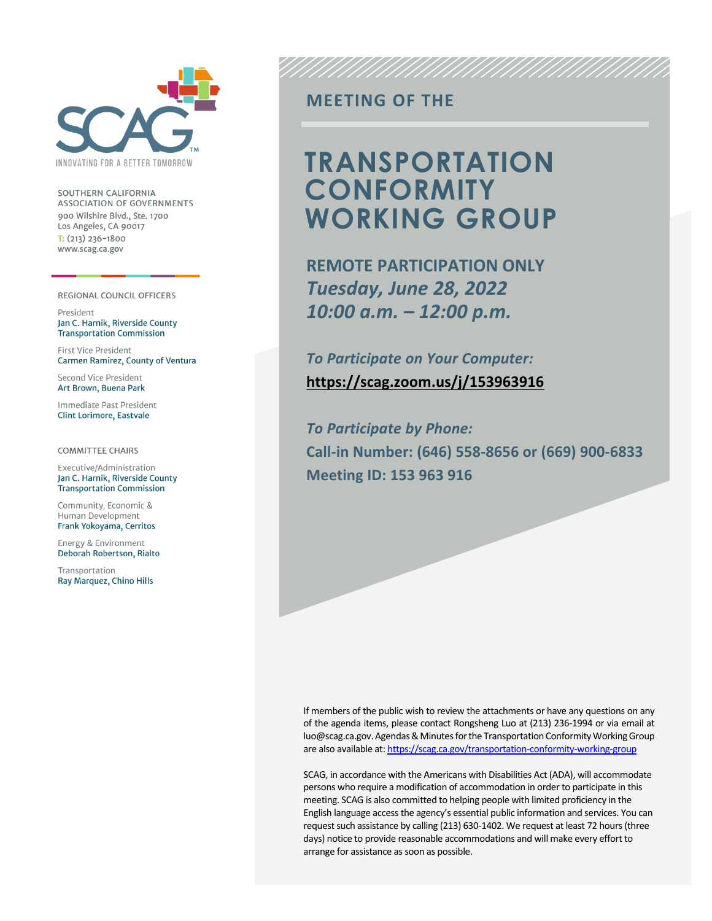SCAG

INNOVATING FOR A BETTER TOMORROW

SOUTHERN CALIFORNIA
ASSOCIATION OF GOVERNMENTS
900 Wilshire Blvd., Ste. 1700
Los Angeles, CA 90017
T: (213) 236-1800
www.scag.ca.gov

REGIONAL COUNCIL OFFICERS

President
Jan C. Harnik, Riverside County Transportation Commission

First Vice President
Carmen Ramirez, County of Ventura

Second Vice President
Art Brown, Buena Park

Immediate Past President
Clint Lorimore, Eastvale

COMMITTEE CHAIRS

Executive/Administration
Jan C. Harnik, Riverside County Transportation Commission

Community, Economic & Human Development
Frank Yokoyama, Cerritos

Energy & Environment
Deborah Robertson, Rialto

Transportation
Ray Marquez, Chino Hills

## MEETING OF THE

# TRANSPORTATION CONFORMITY WORKING GROUP

**REMOTE PARTICIPATION ONLY**
***Tuesday, June 28, 2022***
***10:00 a.m. – 12:00 p.m.***

***To Participate on Your Computer:***
**https://scag.zoom.us/j/153963916**

***To Participate by Phone:***
**Call-in Number: (646) 558-8656 or (669) 900-6833**
**Meeting ID: 153 963 916**

If members of the public wish to review the attachments or have any questions on any of the agenda items, please contact Rongsheng Luo at (213) 236-1994 or via email at luo@scag.ca.gov. Agendas & Minutes for the Transportation Conformity Working Group are also available at: https://scag.ca.gov/transportation-conformity-working-group

SCAG, in accordance with the Americans with Disabilities Act (ADA), will accommodate persons who require a modification of accommodation in order to participate in this meeting. SCAG is also committed to helping people with limited proficiency in the English language access the agency's essential public information and services. You can request such assistance by calling (213) 630-1402. We request at least 72 hours (three days) notice to provide reasonable accommodations and will make every effort to arrange for assistance as soon as possible.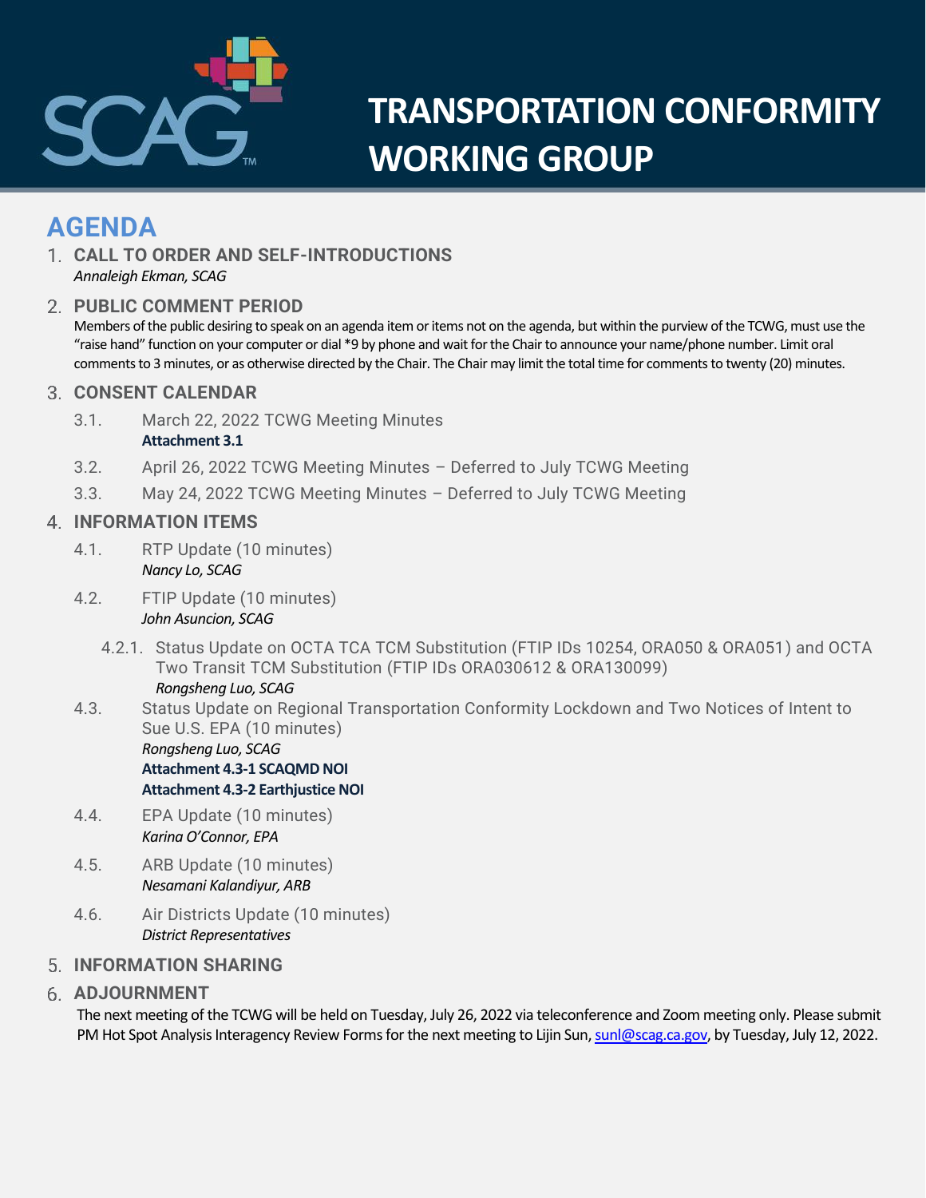# TRANSPORTATION CONFORMITY WORKING GROUP

## AGENDA

1. **CALL TO ORDER AND SELF-INTRODUCTIONS**
   *Annaleigh Ekman, SCAG*

2. **PUBLIC COMMENT PERIOD**
   Members of the public desiring to speak on an agenda item or items not on the agenda, but within the purview of the TCWG, must use the "raise hand" function on your computer or dial *9 by phone and wait for the Chair to announce your name/phone number. Limit oral comments to 3 minutes, or as otherwise directed by the Chair. The Chair may limit the total time for comments to twenty (20) minutes.

3. **CONSENT CALENDAR**
   - 3.1. March 22, 2022 TCWG Meeting Minutes
     **Attachment 3.1**
   - 3.2. April 26, 2022 TCWG Meeting Minutes – Deferred to July TCWG Meeting
   - 3.3. May 24, 2022 TCWG Meeting Minutes – Deferred to July TCWG Meeting

4. **INFORMATION ITEMS**
   - 4.1. RTP Update (10 minutes)
     *Nancy Lo, SCAG*
   - 4.2. FTIP Update (10 minutes)
     *John Asuncion, SCAG*
     - 4.2.1. Status Update on OCTA TCA TCM Substitution (FTIP IDs 10254, ORA050 & ORA051) and OCTA Two Transit TCM Substitution (FTIP IDs ORA030612 & ORA130099)
       *Rongsheng Luo, SCAG*
   - 4.3. Status Update on Regional Transportation Conformity Lockdown and Two Notices of Intent to Sue U.S. EPA (10 minutes)
     *Rongsheng Luo, SCAG*
     **Attachment 4.3-1 SCAQMD NOI**
     **Attachment 4.3-2 Earthjustice NOI**
   - 4.4. EPA Update (10 minutes)
     *Karina O'Connor, EPA*
   - 4.5. ARB Update (10 minutes)
     *Nesamani Kalandiyur, ARB*
   - 4.6. Air Districts Update (10 minutes)
     *District Representatives*

5. **INFORMATION SHARING**

6. **ADJOURNMENT**
   The next meeting of the TCWG will be held on Tuesday, July 26, 2022 via teleconference and Zoom meeting only. Please submit PM Hot Spot Analysis Interagency Review Forms for the next meeting to Lijin Sun, sunl@scag.ca.gov, by Tuesday, July 12, 2022.